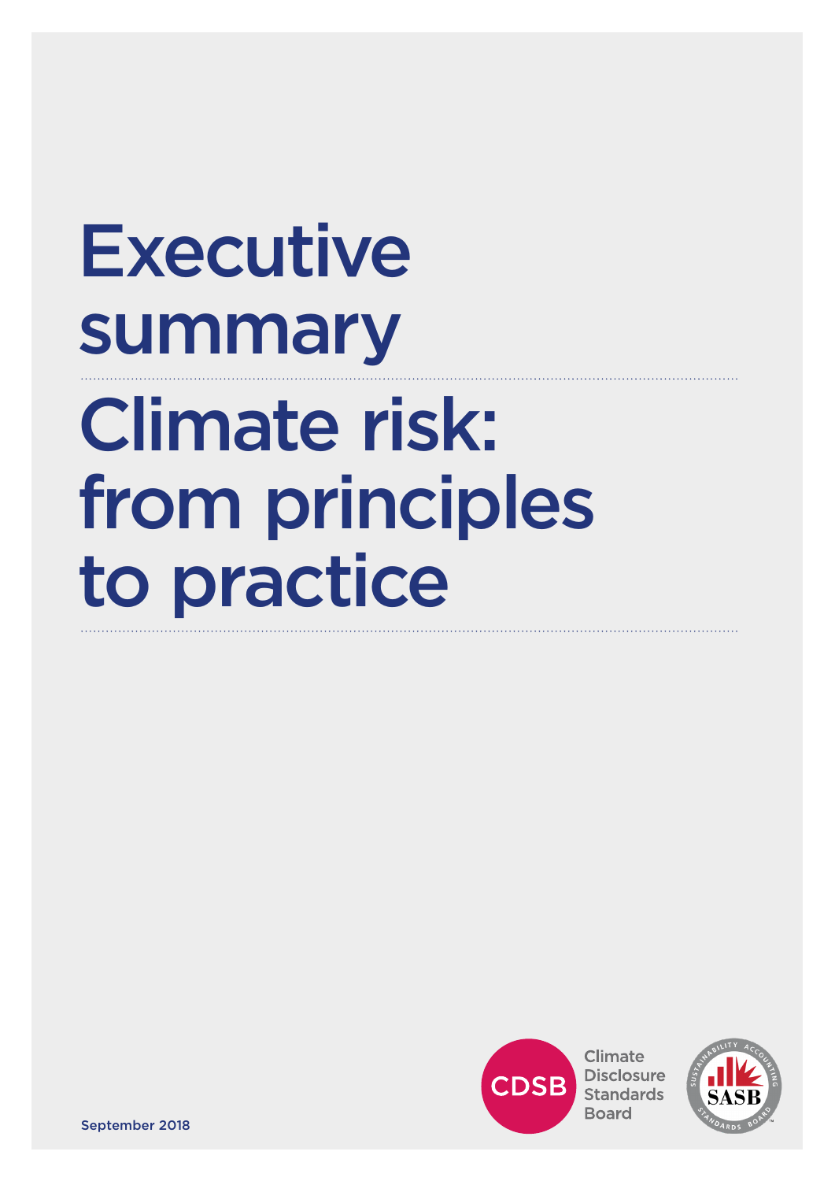# Executive summary

# Climate risk: from principles to practice

Climate Disclosure Standards Board

September 2018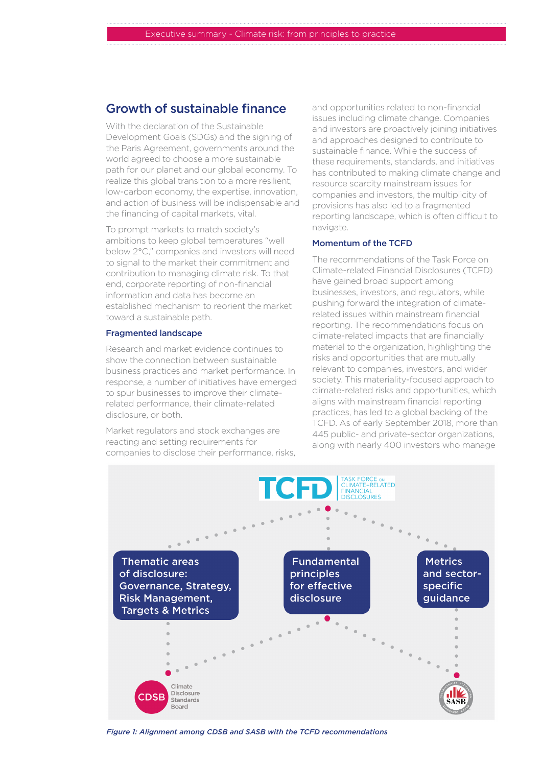## Growth of sustainable finance

With the declaration of the Sustainable Development Goals (SDGs) and the signing of the Paris Agreement, governments around the world agreed to choose a more sustainable path for our planet and our global economy. To realize this global transition to a more resilient, low-carbon economy, the expertise, innovation, and action of business will be indispensable and the financing of capital markets, vital.

To prompt markets to match society's ambitions to keep global temperatures "well below 2°C," companies and investors will need to signal to the market their commitment and contribution to managing climate risk. To that end, corporate reporting of non-financial information and data has become an established mechanism to reorient the market toward a sustainable path.

### Fragmented landscape

Research and market evidence continues to show the connection between sustainable business practices and market performance. In response, a number of initiatives have emerged to spur businesses to improve their climate-related performance, their climate-related disclosure, or both.

Market regulators and stock exchanges are reacting and setting requirements for companies to disclose their performance, risks, and opportunities related to non-financial issues including climate change. Companies and investors are proactively joining initiatives and approaches designed to contribute to sustainable finance. While the success of these requirements, standards, and initiatives has contributed to making climate change and resource scarcity mainstream issues for companies and investors, the multiplicity of provisions has also led to a fragmented reporting landscape, which is often difficult to navigate.

### Momentum of the TCFD

The recommendations of the Task Force on Climate-related Financial Disclosures (TCFD) have gained broad support among businesses, investors, and regulators, while pushing forward the integration of climate-related issues within mainstream financial reporting. The recommendations focus on climate-related impacts that are financially material to the organization, highlighting the risks and opportunities that are mutually relevant to companies, investors, and wider society. This materiality-focused approach to climate-related risks and opportunities, which aligns with mainstream financial reporting practices, has led to a global backing of the TCFD. As of early September 2018, more than 445 public- and private-sector organizations, along with nearly 400 investors who manage

TCFD — Task Force on Climate-Related Financial Disclosures

- Thematic areas of disclosure: Governance, Strategy, Risk Management, Targets & Metrics
- Fundamental principles for effective disclosure
- Metrics and sector-specific guidance

CDSB — Climate Disclosure Standards Board

SASB — Sustainability Accounting Standards Board

*Figure 1: Alignment among CDSB and SASB with the TCFD recommendations*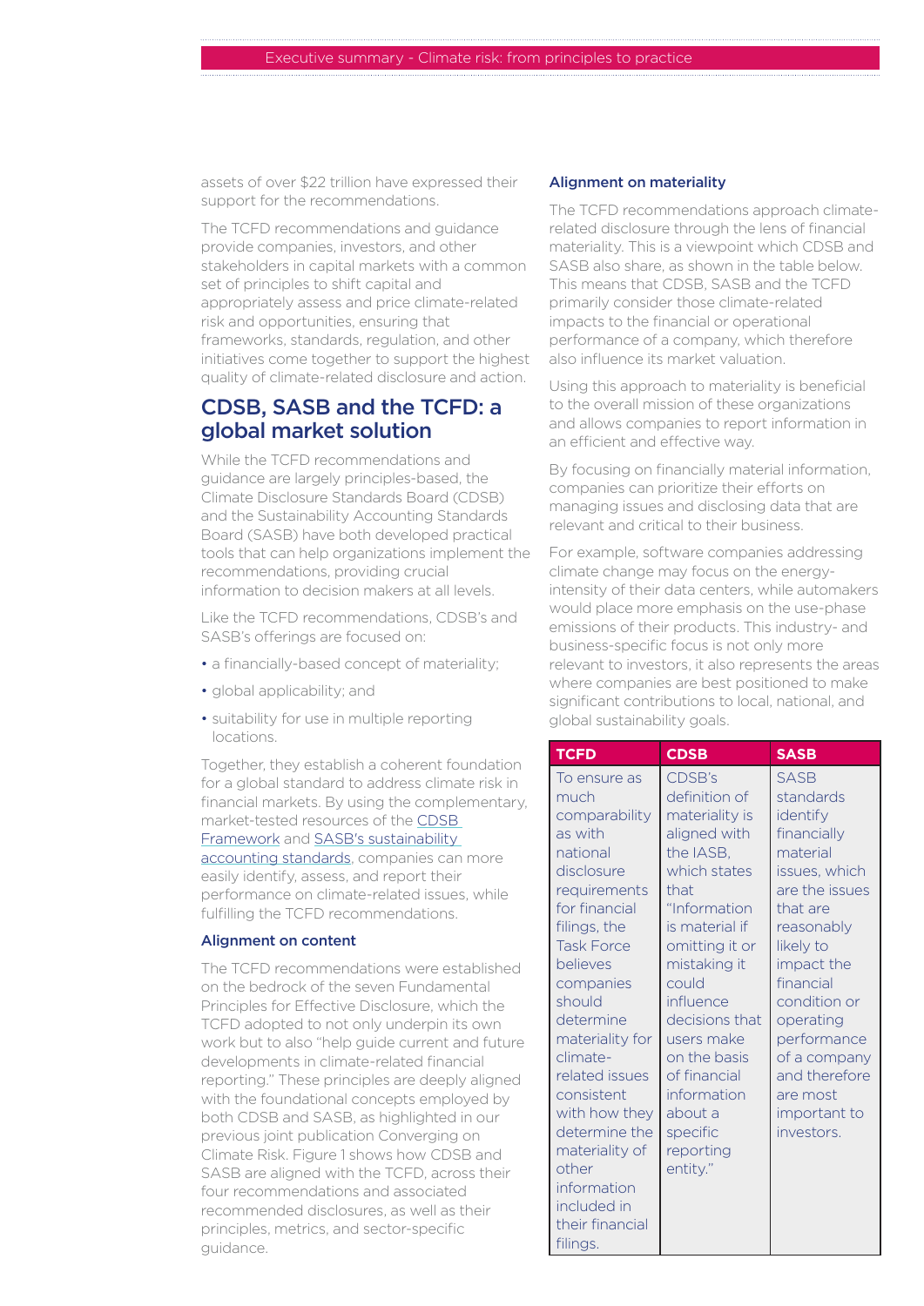assets of over $22 trillion have expressed their support for the recommendations.

The TCFD recommendations and guidance provide companies, investors, and other stakeholders in capital markets with a common set of principles to shift capital and appropriately assess and price climate-related risk and opportunities, ensuring that frameworks, standards, regulation, and other initiatives come together to support the highest quality of climate-related disclosure and action.

## CDSB, SASB and the TCFD: a global market solution

While the TCFD recommendations and guidance are largely principles-based, the Climate Disclosure Standards Board (CDSB) and the Sustainability Accounting Standards Board (SASB) have both developed practical tools that can help organizations implement the recommendations, providing crucial information to decision makers at all levels.

Like the TCFD recommendations, CDSB's and SASB's offerings are focused on:

- a financially-based concept of materiality;
- global applicability; and
- suitability for use in multiple reporting locations.

Together, they establish a coherent foundation for a global standard to address climate risk in financial markets. By using the complementary, market-tested resources of the CDSB Framework and SASB's sustainability accounting standards, companies can more easily identify, assess, and report their performance on climate-related issues, while fulfilling the TCFD recommendations.

### Alignment on content

The TCFD recommendations were established on the bedrock of the seven Fundamental Principles for Effective Disclosure, which the TCFD adopted to not only underpin its own work but to also "help guide current and future developments in climate-related financial reporting." These principles are deeply aligned with the foundational concepts employed by both CDSB and SASB, as highlighted in our previous joint publication Converging on Climate Risk. Figure 1 shows how CDSB and SASB are aligned with the TCFD, across their four recommendations and associated recommended disclosures, as well as their principles, metrics, and sector-specific guidance.

### Alignment on materiality

The TCFD recommendations approach climate-related disclosure through the lens of financial materiality. This is a viewpoint which CDSB and SASB also share, as shown in the table below. This means that CDSB, SASB and the TCFD primarily consider those climate-related impacts to the financial or operational performance of a company, which therefore also influence its market valuation.

Using this approach to materiality is beneficial to the overall mission of these organizations and allows companies to report information in an efficient and effective way.

By focusing on financially material information, companies can prioritize their efforts on managing issues and disclosing data that are relevant and critical to their business.

For example, software companies addressing climate change may focus on the energy-intensity of their data centers, while automakers would place more emphasis on the use-phase emissions of their products. This industry- and business-specific focus is not only more relevant to investors, it also represents the areas where companies are best positioned to make significant contributions to local, national, and global sustainability goals.

| TCFD | CDSB | SASB |
|---|---|---|
| To ensure as much comparability as with national disclosure requirements for financial filings, the Task Force believes companies should determine materiality for climate-related issues consistent with how they determine the materiality of other information included in their financial filings. | CDSB's definition of materiality is aligned with the IASB, which states that "Information is material if omitting it or mistaking it could influence decisions that users make on the basis of financial information about a specific reporting entity." | SASB standards identify financially material issues, which are the issues that are reasonably likely to impact the financial condition or operating performance of a company and therefore are most important to investors. |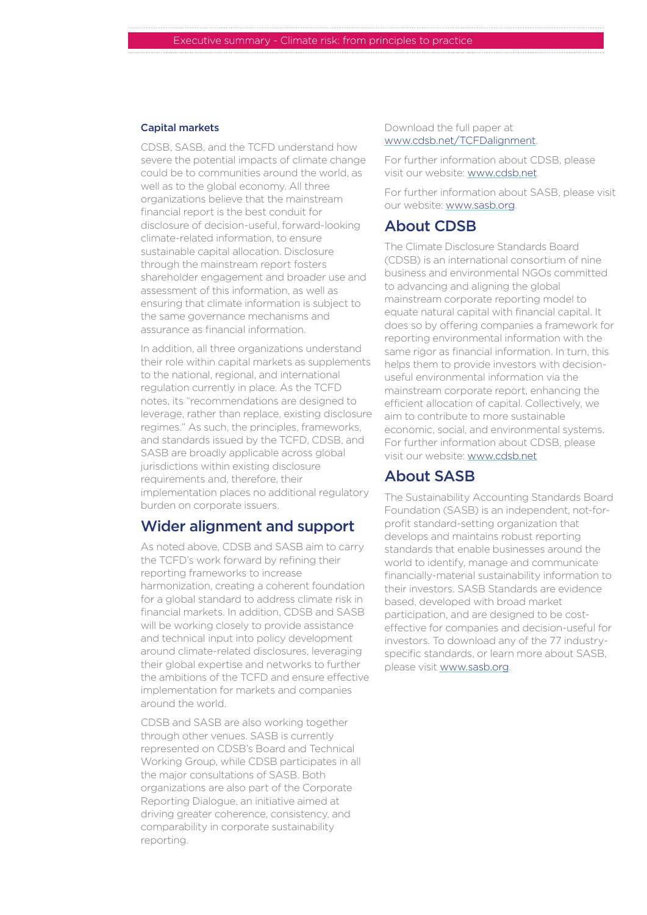### Capital markets

CDSB, SASB, and the TCFD understand how severe the potential impacts of climate change could be to communities around the world, as well as to the global economy. All three organizations believe that the mainstream financial report is the best conduit for disclosure of decision-useful, forward-looking climate-related information, to ensure sustainable capital allocation. Disclosure through the mainstream report fosters shareholder engagement and broader use and assessment of this information, as well as ensuring that climate information is subject to the same governance mechanisms and assurance as financial information.

In addition, all three organizations understand their role within capital markets as supplements to the national, regional, and international regulation currently in place. As the TCFD notes, its "recommendations are designed to leverage, rather than replace, existing disclosure regimes." As such, the principles, frameworks, and standards issued by the TCFD, CDSB, and SASB are broadly applicable across global jurisdictions within existing disclosure requirements and, therefore, their implementation places no additional regulatory burden on corporate issuers.

## Wider alignment and support

As noted above, CDSB and SASB aim to carry the TCFD's work forward by refining their reporting frameworks to increase harmonization, creating a coherent foundation for a global standard to address climate risk in financial markets. In addition, CDSB and SASB will be working closely to provide assistance and technical input into policy development around climate-related disclosures, leveraging their global expertise and networks to further the ambitions of the TCFD and ensure effective implementation for markets and companies around the world.

CDSB and SASB are also working together through other venues. SASB is currently represented on CDSB's Board and Technical Working Group, while CDSB participates in all the major consultations of SASB. Both organizations are also part of the Corporate Reporting Dialogue, an initiative aimed at driving greater coherence, consistency, and comparability in corporate sustainability reporting.

Download the full paper at www.cdsb.net/TCFDalignment.

For further information about CDSB, please visit our website: www.cdsb.net.

For further information about SASB, please visit our website: www.sasb.org.

## About CDSB

The Climate Disclosure Standards Board (CDSB) is an international consortium of nine business and environmental NGOs committed to advancing and aligning the global mainstream corporate reporting model to equate natural capital with financial capital. It does so by offering companies a framework for reporting environmental information with the same rigor as financial information. In turn, this helps them to provide investors with decision-useful environmental information via the mainstream corporate report, enhancing the efficient allocation of capital. Collectively, we aim to contribute to more sustainable economic, social, and environmental systems. For further information about CDSB, please visit our website: www.cdsb.net

## About SASB

The Sustainability Accounting Standards Board Foundation (SASB) is an independent, not-for-profit standard-setting organization that develops and maintains robust reporting standards that enable businesses around the world to identify, manage and communicate financially-material sustainability information to their investors. SASB Standards are evidence based, developed with broad market participation, and are designed to be cost-effective for companies and decision-useful for investors. To download any of the 77 industry-specific standards, or learn more about SASB, please visit www.sasb.org.